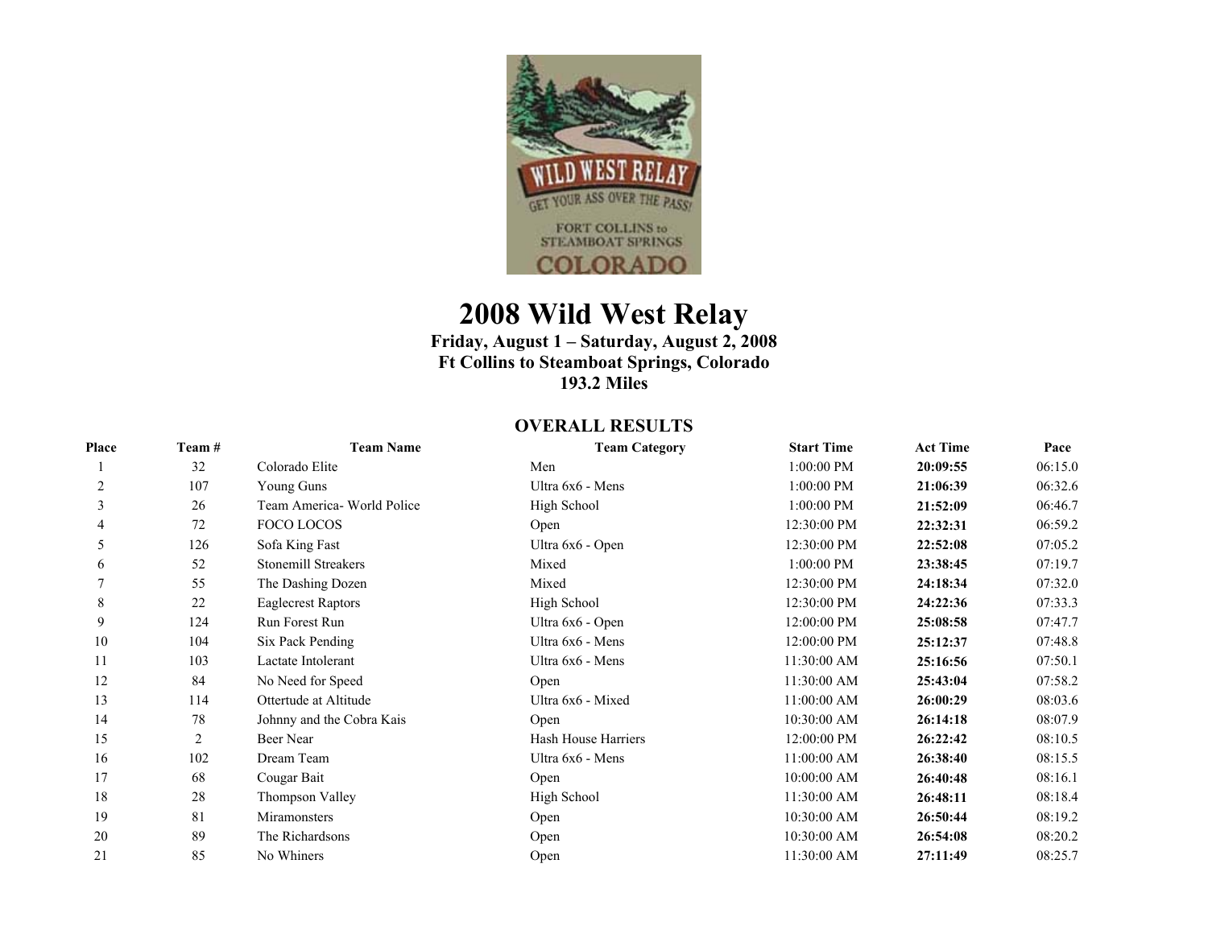# 2008 Wild West Relay

**Friday, August 1 – Saturday, August 2, 2008**
**Ft Collins to Steamboat Springs, Colorado**
**193.2 Miles**

## OVERALL RESULTS

| Place | Team # | Team Name | Team Category | Start Time | Act Time | Pace |
|---|---|---|---|---|---|---|
| 1 | 32 | Colorado Elite | Men | 1:00:00 PM | **20:09:55** | 06:15.0 |
| 2 | 107 | Young Guns | Ultra 6x6 - Mens | 1:00:00 PM | **21:06:39** | 06:32.6 |
| 3 | 26 | Team America- World Police | High School | 1:00:00 PM | **21:52:09** | 06:46.7 |
| 4 | 72 | FOCO LOCOS | Open | 12:30:00 PM | **22:32:31** | 06:59.2 |
| 5 | 126 | Sofa King Fast | Ultra 6x6 - Open | 12:30:00 PM | **22:52:08** | 07:05.2 |
| 6 | 52 | Stonemill Streakers | Mixed | 1:00:00 PM | **23:38:45** | 07:19.7 |
| 7 | 55 | The Dashing Dozen | Mixed | 12:30:00 PM | **24:18:34** | 07:32.0 |
| 8 | 22 | Eaglecrest Raptors | High School | 12:30:00 PM | **24:22:36** | 07:33.3 |
| 9 | 124 | Run Forest Run | Ultra 6x6 - Open | 12:00:00 PM | **25:08:58** | 07:47.7 |
| 10 | 104 | Six Pack Pending | Ultra 6x6 - Mens | 12:00:00 PM | **25:12:37** | 07:48.8 |
| 11 | 103 | Lactate Intolerant | Ultra 6x6 - Mens | 11:30:00 AM | **25:16:56** | 07:50.1 |
| 12 | 84 | No Need for Speed | Open | 11:30:00 AM | **25:43:04** | 07:58.2 |
| 13 | 114 | Ottertude at Altitude | Ultra 6x6 - Mixed | 11:00:00 AM | **26:00:29** | 08:03.6 |
| 14 | 78 | Johnny and the Cobra Kais | Open | 10:30:00 AM | **26:14:18** | 08:07.9 |
| 15 | 2 | Beer Near | Hash House Harriers | 12:00:00 PM | **26:22:42** | 08:10.5 |
| 16 | 102 | Dream Team | Ultra 6x6 - Mens | 11:00:00 AM | **26:38:40** | 08:15.5 |
| 17 | 68 | Cougar Bait | Open | 10:00:00 AM | **26:40:48** | 08:16.1 |
| 18 | 28 | Thompson Valley | High School | 11:30:00 AM | **26:48:11** | 08:18.4 |
| 19 | 81 | Miramonsters | Open | 10:30:00 AM | **26:50:44** | 08:19.2 |
| 20 | 89 | The Richardsons | Open | 10:30:00 AM | **26:54:08** | 08:20.2 |
| 21 | 85 | No Whiners | Open | 11:30:00 AM | **27:11:49** | 08:25.7 |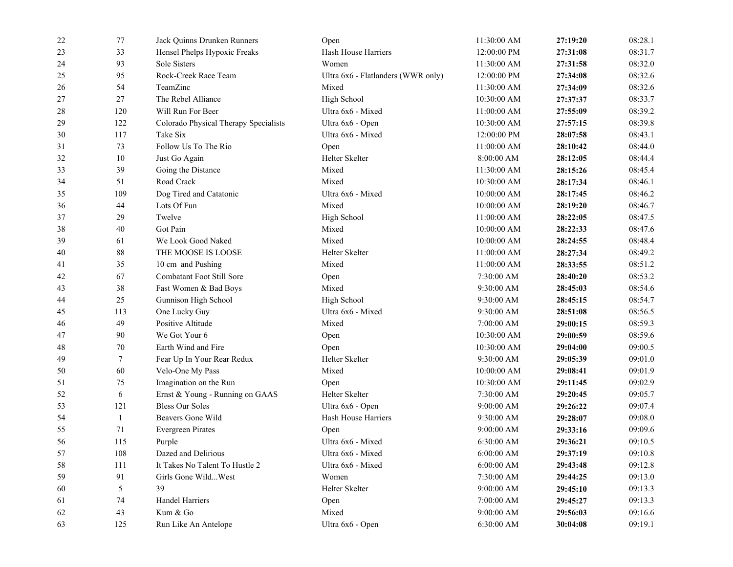| | | | | | | |
|---|---|---|---|---|---|---|
| 22 | 77 | Jack Quinns Drunken Runners | Open | 11:30:00 AM | **27:19:20** | 08:28.1 |
| 23 | 33 | Hensel Phelps Hypoxic Freaks | Hash House Harriers | 12:00:00 PM | **27:31:08** | 08:31.7 |
| 24 | 93 | Sole Sisters | Women | 11:30:00 AM | **27:31:58** | 08:32.0 |
| 25 | 95 | Rock-Creek Race Team | Ultra 6x6 - Flatlanders (WWR only) | 12:00:00 PM | **27:34:08** | 08:32.6 |
| 26 | 54 | TeamZinc | Mixed | 11:30:00 AM | **27:34:09** | 08:32.6 |
| 27 | 27 | The Rebel Alliance | High School | 10:30:00 AM | **27:37:37** | 08:33.7 |
| 28 | 120 | Will Run For Beer | Ultra 6x6 - Mixed | 11:00:00 AM | **27:55:09** | 08:39.2 |
| 29 | 122 | Colorado Physical Therapy Specialists | Ultra 6x6 - Open | 10:30:00 AM | **27:57:15** | 08:39.8 |
| 30 | 117 | Take Six | Ultra 6x6 - Mixed | 12:00:00 PM | **28:07:58** | 08:43.1 |
| 31 | 73 | Follow Us To The Rio | Open | 11:00:00 AM | **28:10:42** | 08:44.0 |
| 32 | 10 | Just Go Again | Helter Skelter | 8:00:00 AM | **28:12:05** | 08:44.4 |
| 33 | 39 | Going the Distance | Mixed | 11:30:00 AM | **28:15:26** | 08:45.4 |
| 34 | 51 | Road Crack | Mixed | 10:30:00 AM | **28:17:34** | 08:46.1 |
| 35 | 109 | Dog Tired and Catatonic | Ultra 6x6 - Mixed | 10:00:00 AM | **28:17:45** | 08:46.2 |
| 36 | 44 | Lots Of Fun | Mixed | 10:00:00 AM | **28:19:20** | 08:46.7 |
| 37 | 29 | Twelve | High School | 11:00:00 AM | **28:22:05** | 08:47.5 |
| 38 | 40 | Got Pain | Mixed | 10:00:00 AM | **28:22:33** | 08:47.6 |
| 39 | 61 | We Look Good Naked | Mixed | 10:00:00 AM | **28:24:55** | 08:48.4 |
| 40 | 88 | THE MOOSE IS LOOSE | Helter Skelter | 11:00:00 AM | **28:27:34** | 08:49.2 |
| 41 | 35 | 10 cm and Pushing | Mixed | 11:00:00 AM | **28:33:55** | 08:51.2 |
| 42 | 67 | Combatant Foot Still Sore | Open | 7:30:00 AM | **28:40:20** | 08:53.2 |
| 43 | 38 | Fast Women & Bad Boys | Mixed | 9:30:00 AM | **28:45:03** | 08:54.6 |
| 44 | 25 | Gunnison High School | High School | 9:30:00 AM | **28:45:15** | 08:54.7 |
| 45 | 113 | One Lucky Guy | Ultra 6x6 - Mixed | 9:30:00 AM | **28:51:08** | 08:56.5 |
| 46 | 49 | Positive Altitude | Mixed | 7:00:00 AM | **29:00:15** | 08:59.3 |
| 47 | 90 | We Got Your 6 | Open | 10:30:00 AM | **29:00:59** | 08:59.6 |
| 48 | 70 | Earth Wind and Fire | Open | 10:30:00 AM | **29:04:00** | 09:00.5 |
| 49 | 7 | Fear Up In Your Rear Redux | Helter Skelter | 9:30:00 AM | **29:05:39** | 09:01.0 |
| 50 | 60 | Velo-One My Pass | Mixed | 10:00:00 AM | **29:08:41** | 09:01.9 |
| 51 | 75 | Imagination on the Run | Open | 10:30:00 AM | **29:11:45** | 09:02.9 |
| 52 | 6 | Ernst & Young - Running on GAAS | Helter Skelter | 7:30:00 AM | **29:20:45** | 09:05.7 |
| 53 | 121 | Bless Our Soles | Ultra 6x6 - Open | 9:00:00 AM | **29:26:22** | 09:07.4 |
| 54 | 1 | Beavers Gone Wild | Hash House Harriers | 9:30:00 AM | **29:28:07** | 09:08.0 |
| 55 | 71 | Evergreen Pirates | Open | 9:00:00 AM | **29:33:16** | 09:09.6 |
| 56 | 115 | Purple | Ultra 6x6 - Mixed | 6:30:00 AM | **29:36:21** | 09:10.5 |
| 57 | 108 | Dazed and Delirious | Ultra 6x6 - Mixed | 6:00:00 AM | **29:37:19** | 09:10.8 |
| 58 | 111 | It Takes No Talent To Hustle 2 | Ultra 6x6 - Mixed | 6:00:00 AM | **29:43:48** | 09:12.8 |
| 59 | 91 | Girls Gone Wild...West | Women | 7:30:00 AM | **29:44:25** | 09:13.0 |
| 60 | 5 | 39 | Helter Skelter | 9:00:00 AM | **29:45:10** | 09:13.3 |
| 61 | 74 | Handel Harriers | Open | 7:00:00 AM | **29:45:27** | 09:13.3 |
| 62 | 43 | Kum & Go | Mixed | 9:00:00 AM | **29:56:03** | 09:16.6 |
| 63 | 125 | Run Like An Antelope | Ultra 6x6 - Open | 6:30:00 AM | **30:04:08** | 09:19.1 |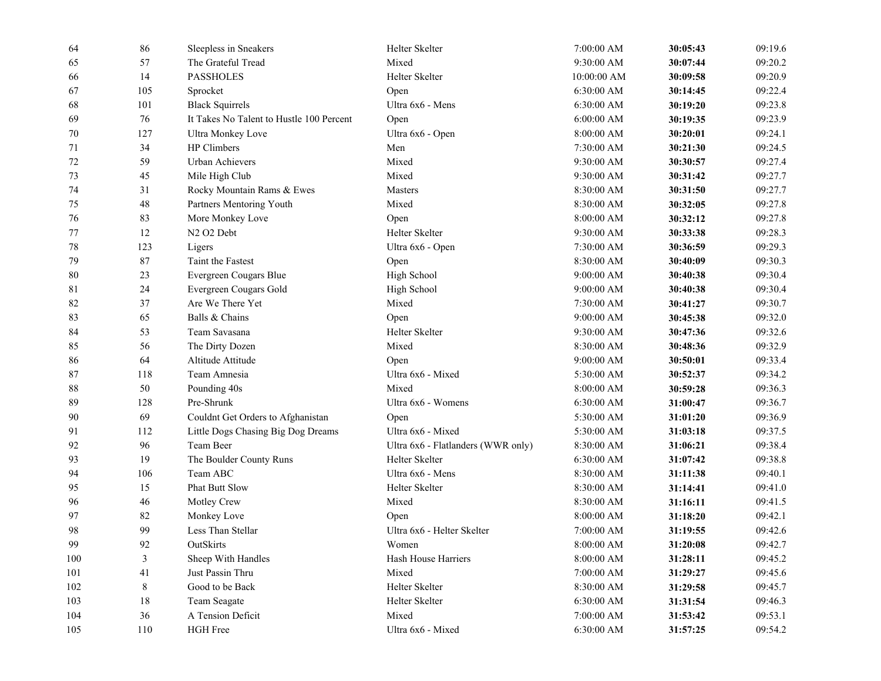| | | | | | | |
|---|---|---|---|---|---|---|
| 64 | 86 | Sleepless in Sneakers | Helter Skelter | 7:00:00 AM | **30:05:43** | 09:19.6 |
| 65 | 57 | The Grateful Tread | Mixed | 9:30:00 AM | **30:07:44** | 09:20.2 |
| 66 | 14 | PASSHOLES | Helter Skelter | 10:00:00 AM | **30:09:58** | 09:20.9 |
| 67 | 105 | Sprocket | Open | 6:30:00 AM | **30:14:45** | 09:22.4 |
| 68 | 101 | Black Squirrels | Ultra 6x6 - Mens | 6:30:00 AM | **30:19:20** | 09:23.8 |
| 69 | 76 | It Takes No Talent to Hustle 100 Percent | Open | 6:00:00 AM | **30:19:35** | 09:23.9 |
| 70 | 127 | Ultra Monkey Love | Ultra 6x6 - Open | 8:00:00 AM | **30:20:01** | 09:24.1 |
| 71 | 34 | HP Climbers | Men | 7:30:00 AM | **30:21:30** | 09:24.5 |
| 72 | 59 | Urban Achievers | Mixed | 9:30:00 AM | **30:30:57** | 09:27.4 |
| 73 | 45 | Mile High Club | Mixed | 9:30:00 AM | **30:31:42** | 09:27.7 |
| 74 | 31 | Rocky Mountain Rams & Ewes | Masters | 8:30:00 AM | **30:31:50** | 09:27.7 |
| 75 | 48 | Partners Mentoring Youth | Mixed | 8:30:00 AM | **30:32:05** | 09:27.8 |
| 76 | 83 | More Monkey Love | Open | 8:00:00 AM | **30:32:12** | 09:27.8 |
| 77 | 12 | N2 O2 Debt | Helter Skelter | 9:30:00 AM | **30:33:38** | 09:28.3 |
| 78 | 123 | Ligers | Ultra 6x6 - Open | 7:30:00 AM | **30:36:59** | 09:29.3 |
| 79 | 87 | Taint the Fastest | Open | 8:30:00 AM | **30:40:09** | 09:30.3 |
| 80 | 23 | Evergreen Cougars Blue | High School | 9:00:00 AM | **30:40:38** | 09:30.4 |
| 81 | 24 | Evergreen Cougars Gold | High School | 9:00:00 AM | **30:40:38** | 09:30.4 |
| 82 | 37 | Are We There Yet | Mixed | 7:30:00 AM | **30:41:27** | 09:30.7 |
| 83 | 65 | Balls & Chains | Open | 9:00:00 AM | **30:45:38** | 09:32.0 |
| 84 | 53 | Team Savasana | Helter Skelter | 9:30:00 AM | **30:47:36** | 09:32.6 |
| 85 | 56 | The Dirty Dozen | Mixed | 8:30:00 AM | **30:48:36** | 09:32.9 |
| 86 | 64 | Altitude Attitude | Open | 9:00:00 AM | **30:50:01** | 09:33.4 |
| 87 | 118 | Team Amnesia | Ultra 6x6 - Mixed | 5:30:00 AM | **30:52:37** | 09:34.2 |
| 88 | 50 | Pounding 40s | Mixed | 8:00:00 AM | **30:59:28** | 09:36.3 |
| 89 | 128 | Pre-Shrunk | Ultra 6x6 - Womens | 6:30:00 AM | **31:00:47** | 09:36.7 |
| 90 | 69 | Couldnt Get Orders to Afghanistan | Open | 5:30:00 AM | **31:01:20** | 09:36.9 |
| 91 | 112 | Little Dogs Chasing Big Dog Dreams | Ultra 6x6 - Mixed | 5:30:00 AM | **31:03:18** | 09:37.5 |
| 92 | 96 | Team Beer | Ultra 6x6 - Flatlanders (WWR only) | 8:30:00 AM | **31:06:21** | 09:38.4 |
| 93 | 19 | The Boulder County Runs | Helter Skelter | 6:30:00 AM | **31:07:42** | 09:38.8 |
| 94 | 106 | Team ABC | Ultra 6x6 - Mens | 8:30:00 AM | **31:11:38** | 09:40.1 |
| 95 | 15 | Phat Butt Slow | Helter Skelter | 8:30:00 AM | **31:14:41** | 09:41.0 |
| 96 | 46 | Motley Crew | Mixed | 8:30:00 AM | **31:16:11** | 09:41.5 |
| 97 | 82 | Monkey Love | Open | 8:00:00 AM | **31:18:20** | 09:42.1 |
| 98 | 99 | Less Than Stellar | Ultra 6x6 - Helter Skelter | 7:00:00 AM | **31:19:55** | 09:42.6 |
| 99 | 92 | OutSkirts | Women | 8:00:00 AM | **31:20:08** | 09:42.7 |
| 100 | 3 | Sheep With Handles | Hash House Harriers | 8:00:00 AM | **31:28:11** | 09:45.2 |
| 101 | 41 | Just Passin Thru | Mixed | 7:00:00 AM | **31:29:27** | 09:45.6 |
| 102 | 8 | Good to be Back | Helter Skelter | 8:30:00 AM | **31:29:58** | 09:45.7 |
| 103 | 18 | Team Seagate | Helter Skelter | 6:30:00 AM | **31:31:54** | 09:46.3 |
| 104 | 36 | A Tension Deficit | Mixed | 7:00:00 AM | **31:53:42** | 09:53.1 |
| 105 | 110 | HGH Free | Ultra 6x6 - Mixed | 6:30:00 AM | **31:57:25** | 09:54.2 |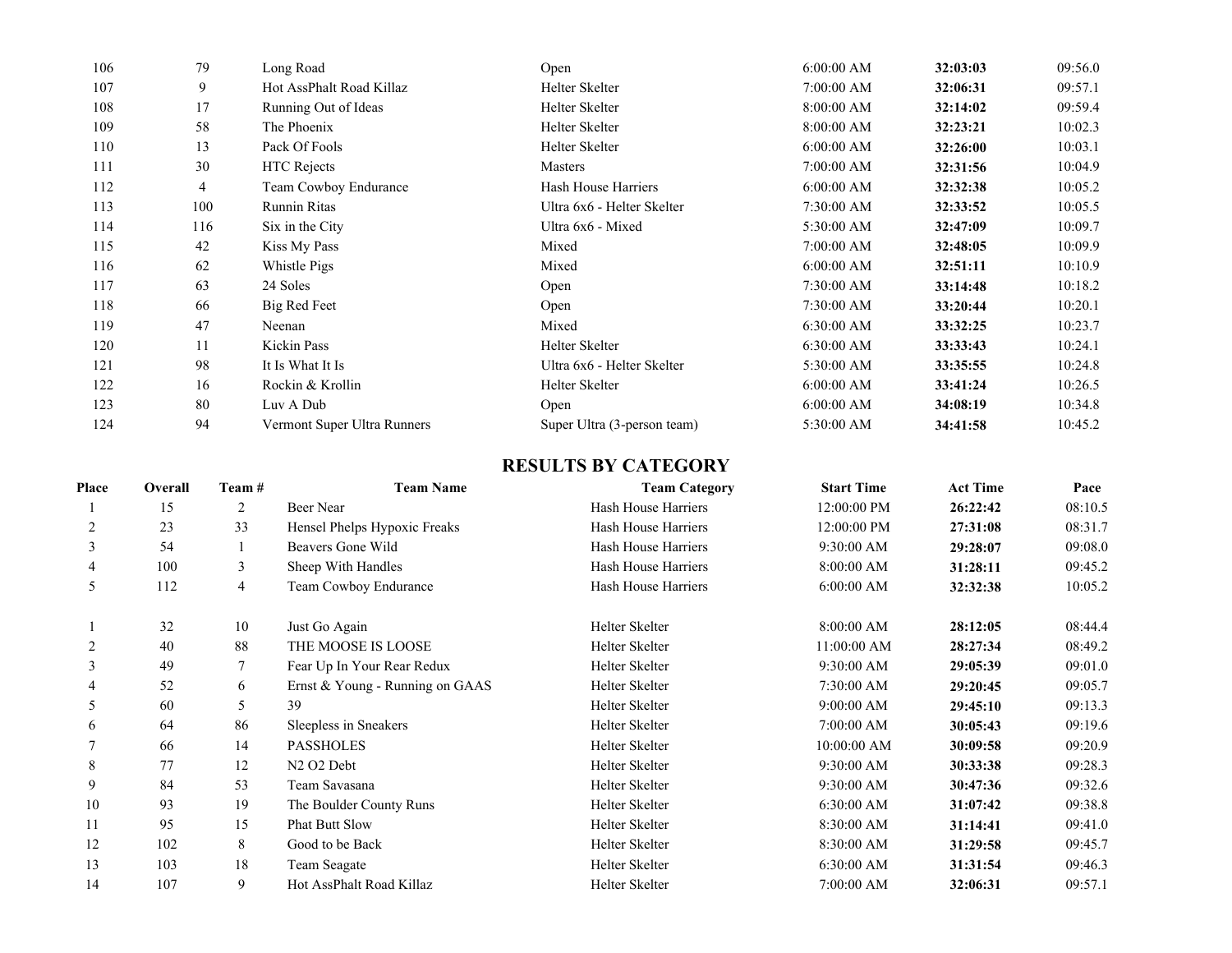| | | | | | | |
|---|---|---|---|---|---|---|
| 106 | 79 | Long Road | Open | 6:00:00 AM | **32:03:03** | 09:56.0 |
| 107 | 9 | Hot AssPhalt Road Killaz | Helter Skelter | 7:00:00 AM | **32:06:31** | 09:57.1 |
| 108 | 17 | Running Out of Ideas | Helter Skelter | 8:00:00 AM | **32:14:02** | 09:59.4 |
| 109 | 58 | The Phoenix | Helter Skelter | 8:00:00 AM | **32:23:21** | 10:02.3 |
| 110 | 13 | Pack Of Fools | Helter Skelter | 6:00:00 AM | **32:26:00** | 10:03.1 |
| 111 | 30 | HTC Rejects | Masters | 7:00:00 AM | **32:31:56** | 10:04.9 |
| 112 | 4 | Team Cowboy Endurance | Hash House Harriers | 6:00:00 AM | **32:32:38** | 10:05.2 |
| 113 | 100 | Runnin Ritas | Ultra 6x6 - Helter Skelter | 7:30:00 AM | **32:33:52** | 10:05.5 |
| 114 | 116 | Six in the City | Ultra 6x6 - Mixed | 5:30:00 AM | **32:47:09** | 10:09.7 |
| 115 | 42 | Kiss My Pass | Mixed | 7:00:00 AM | **32:48:05** | 10:09.9 |
| 116 | 62 | Whistle Pigs | Mixed | 6:00:00 AM | **32:51:11** | 10:10.9 |
| 117 | 63 | 24 Soles | Open | 7:30:00 AM | **33:14:48** | 10:18.2 |
| 118 | 66 | Big Red Feet | Open | 7:30:00 AM | **33:20:44** | 10:20.1 |
| 119 | 47 | Neenan | Mixed | 6:30:00 AM | **33:32:25** | 10:23.7 |
| 120 | 11 | Kickin Pass | Helter Skelter | 6:30:00 AM | **33:33:43** | 10:24.1 |
| 121 | 98 | It Is What It Is | Ultra 6x6 - Helter Skelter | 5:30:00 AM | **33:35:55** | 10:24.8 |
| 122 | 16 | Rockin & Krollin | Helter Skelter | 6:00:00 AM | **33:41:24** | 10:26.5 |
| 123 | 80 | Luv A Dub | Open | 6:00:00 AM | **34:08:19** | 10:34.8 |
| 124 | 94 | Vermont Super Ultra Runners | Super Ultra (3-person team) | 5:30:00 AM | **34:41:58** | 10:45.2 |

## RESULTS BY CATEGORY

| Place | Overall | Team # | Team Name | Team Category | Start Time | Act Time | Pace |
|---|---|---|---|---|---|---|---|
| 1 | 15 | 2 | Beer Near | Hash House Harriers | 12:00:00 PM | **26:22:42** | 08:10.5 |
| 2 | 23 | 33 | Hensel Phelps Hypoxic Freaks | Hash House Harriers | 12:00:00 PM | **27:31:08** | 08:31.7 |
| 3 | 54 | 1 | Beavers Gone Wild | Hash House Harriers | 9:30:00 AM | **29:28:07** | 09:08.0 |
| 4 | 100 | 3 | Sheep With Handles | Hash House Harriers | 8:00:00 AM | **31:28:11** | 09:45.2 |
| 5 | 112 | 4 | Team Cowboy Endurance | Hash House Harriers | 6:00:00 AM | **32:32:38** | 10:05.2 |
| | | | | | | | |
| 1 | 32 | 10 | Just Go Again | Helter Skelter | 8:00:00 AM | **28:12:05** | 08:44.4 |
| 2 | 40 | 88 | THE MOOSE IS LOOSE | Helter Skelter | 11:00:00 AM | **28:27:34** | 08:49.2 |
| 3 | 49 | 7 | Fear Up In Your Rear Redux | Helter Skelter | 9:30:00 AM | **29:05:39** | 09:01.0 |
| 4 | 52 | 6 | Ernst & Young - Running on GAAS | Helter Skelter | 7:30:00 AM | **29:20:45** | 09:05.7 |
| 5 | 60 | 5 | 39 | Helter Skelter | 9:00:00 AM | **29:45:10** | 09:13.3 |
| 6 | 64 | 86 | Sleepless in Sneakers | Helter Skelter | 7:00:00 AM | **30:05:43** | 09:19.6 |
| 7 | 66 | 14 | PASSHOLES | Helter Skelter | 10:00:00 AM | **30:09:58** | 09:20.9 |
| 8 | 77 | 12 | N2 O2 Debt | Helter Skelter | 9:30:00 AM | **30:33:38** | 09:28.3 |
| 9 | 84 | 53 | Team Savasana | Helter Skelter | 9:30:00 AM | **30:47:36** | 09:32.6 |
| 10 | 93 | 19 | The Boulder County Runs | Helter Skelter | 6:30:00 AM | **31:07:42** | 09:38.8 |
| 11 | 95 | 15 | Phat Butt Slow | Helter Skelter | 8:30:00 AM | **31:14:41** | 09:41.0 |
| 12 | 102 | 8 | Good to be Back | Helter Skelter | 8:30:00 AM | **31:29:58** | 09:45.7 |
| 13 | 103 | 18 | Team Seagate | Helter Skelter | 6:30:00 AM | **31:31:54** | 09:46.3 |
| 14 | 107 | 9 | Hot AssPhalt Road Killaz | Helter Skelter | 7:00:00 AM | **32:06:31** | 09:57.1 |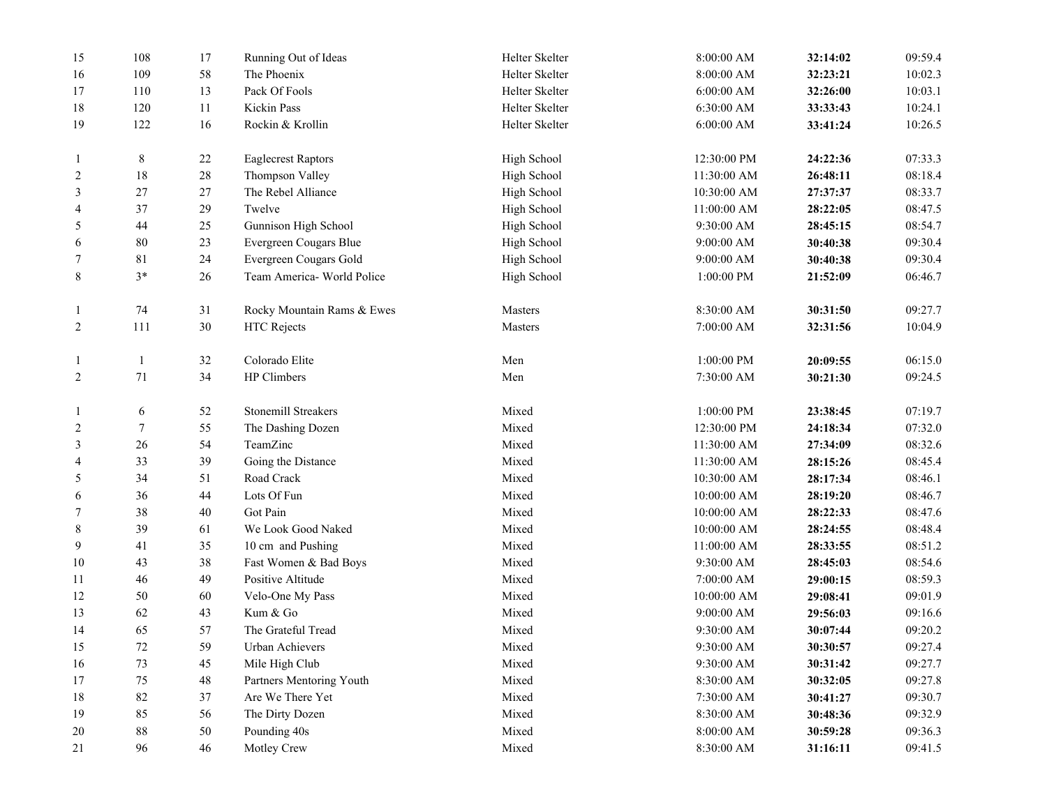| | | | | | | | |
|---|---|---|---|---|---|---|---|
| 15 | 108 | 17 | Running Out of Ideas | Helter Skelter | 8:00:00 AM | **32:14:02** | 09:59.4 |
| 16 | 109 | 58 | The Phoenix | Helter Skelter | 8:00:00 AM | **32:23:21** | 10:02.3 |
| 17 | 110 | 13 | Pack Of Fools | Helter Skelter | 6:00:00 AM | **32:26:00** | 10:03.1 |
| 18 | 120 | 11 | Kickin Pass | Helter Skelter | 6:30:00 AM | **33:33:43** | 10:24.1 |
| 19 | 122 | 16 | Rockin & Krollin | Helter Skelter | 6:00:00 AM | **33:41:24** | 10:26.5 |
| | | | | | | | |
| 1 | 8 | 22 | Eaglecrest Raptors | High School | 12:30:00 PM | **24:22:36** | 07:33.3 |
| 2 | 18 | 28 | Thompson Valley | High School | 11:30:00 AM | **26:48:11** | 08:18.4 |
| 3 | 27 | 27 | The Rebel Alliance | High School | 10:30:00 AM | **27:37:37** | 08:33.7 |
| 4 | 37 | 29 | Twelve | High School | 11:00:00 AM | **28:22:05** | 08:47.5 |
| 5 | 44 | 25 | Gunnison High School | High School | 9:30:00 AM | **28:45:15** | 08:54.7 |
| 6 | 80 | 23 | Evergreen Cougars Blue | High School | 9:00:00 AM | **30:40:38** | 09:30.4 |
| 7 | 81 | 24 | Evergreen Cougars Gold | High School | 9:00:00 AM | **30:40:38** | 09:30.4 |
| 8 | 3* | 26 | Team America- World Police | High School | 1:00:00 PM | **21:52:09** | 06:46.7 |
| | | | | | | | |
| 1 | 74 | 31 | Rocky Mountain Rams & Ewes | Masters | 8:30:00 AM | **30:31:50** | 09:27.7 |
| 2 | 111 | 30 | HTC Rejects | Masters | 7:00:00 AM | **32:31:56** | 10:04.9 |
| | | | | | | | |
| 1 | 1 | 32 | Colorado Elite | Men | 1:00:00 PM | **20:09:55** | 06:15.0 |
| 2 | 71 | 34 | HP Climbers | Men | 7:30:00 AM | **30:21:30** | 09:24.5 |
| | | | | | | | |
| 1 | 6 | 52 | Stonemill Streakers | Mixed | 1:00:00 PM | **23:38:45** | 07:19.7 |
| 2 | 7 | 55 | The Dashing Dozen | Mixed | 12:30:00 PM | **24:18:34** | 07:32.0 |
| 3 | 26 | 54 | TeamZinc | Mixed | 11:30:00 AM | **27:34:09** | 08:32.6 |
| 4 | 33 | 39 | Going the Distance | Mixed | 11:30:00 AM | **28:15:26** | 08:45.4 |
| 5 | 34 | 51 | Road Crack | Mixed | 10:30:00 AM | **28:17:34** | 08:46.1 |
| 6 | 36 | 44 | Lots Of Fun | Mixed | 10:00:00 AM | **28:19:20** | 08:46.7 |
| 7 | 38 | 40 | Got Pain | Mixed | 10:00:00 AM | **28:22:33** | 08:47.6 |
| 8 | 39 | 61 | We Look Good Naked | Mixed | 10:00:00 AM | **28:24:55** | 08:48.4 |
| 9 | 41 | 35 | 10 cm and Pushing | Mixed | 11:00:00 AM | **28:33:55** | 08:51.2 |
| 10 | 43 | 38 | Fast Women & Bad Boys | Mixed | 9:30:00 AM | **28:45:03** | 08:54.6 |
| 11 | 46 | 49 | Positive Altitude | Mixed | 7:00:00 AM | **29:00:15** | 08:59.3 |
| 12 | 50 | 60 | Velo-One My Pass | Mixed | 10:00:00 AM | **29:08:41** | 09:01.9 |
| 13 | 62 | 43 | Kum & Go | Mixed | 9:00:00 AM | **29:56:03** | 09:16.6 |
| 14 | 65 | 57 | The Grateful Tread | Mixed | 9:30:00 AM | **30:07:44** | 09:20.2 |
| 15 | 72 | 59 | Urban Achievers | Mixed | 9:30:00 AM | **30:30:57** | 09:27.4 |
| 16 | 73 | 45 | Mile High Club | Mixed | 9:30:00 AM | **30:31:42** | 09:27.7 |
| 17 | 75 | 48 | Partners Mentoring Youth | Mixed | 8:30:00 AM | **30:32:05** | 09:27.8 |
| 18 | 82 | 37 | Are We There Yet | Mixed | 7:30:00 AM | **30:41:27** | 09:30.7 |
| 19 | 85 | 56 | The Dirty Dozen | Mixed | 8:30:00 AM | **30:48:36** | 09:32.9 |
| 20 | 88 | 50 | Pounding 40s | Mixed | 8:00:00 AM | **30:59:28** | 09:36.3 |
| 21 | 96 | 46 | Motley Crew | Mixed | 8:30:00 AM | **31:16:11** | 09:41.5 |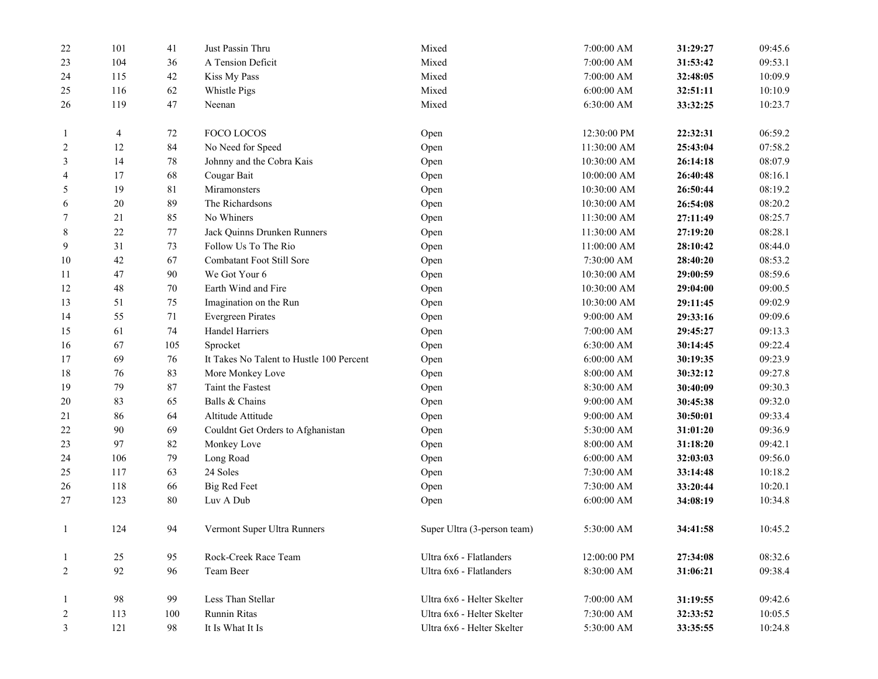| | | | | | | | |
|---|---|---|---|---|---|---|---|
| 22 | 101 | 41 | Just Passin Thru | Mixed | 7:00:00 AM | **31:29:27** | 09:45.6 |
| 23 | 104 | 36 | A Tension Deficit | Mixed | 7:00:00 AM | **31:53:42** | 09:53.1 |
| 24 | 115 | 42 | Kiss My Pass | Mixed | 7:00:00 AM | **32:48:05** | 10:09.9 |
| 25 | 116 | 62 | Whistle Pigs | Mixed | 6:00:00 AM | **32:51:11** | 10:10.9 |
| 26 | 119 | 47 | Neenan | Mixed | 6:30:00 AM | **33:32:25** | 10:23.7 |
| | | | | | | | |
| 1 | 4 | 72 | FOCO LOCOS | Open | 12:30:00 PM | **22:32:31** | 06:59.2 |
| 2 | 12 | 84 | No Need for Speed | Open | 11:30:00 AM | **25:43:04** | 07:58.2 |
| 3 | 14 | 78 | Johnny and the Cobra Kais | Open | 10:30:00 AM | **26:14:18** | 08:07.9 |
| 4 | 17 | 68 | Cougar Bait | Open | 10:00:00 AM | **26:40:48** | 08:16.1 |
| 5 | 19 | 81 | Miramonsters | Open | 10:30:00 AM | **26:50:44** | 08:19.2 |
| 6 | 20 | 89 | The Richardsons | Open | 10:30:00 AM | **26:54:08** | 08:20.2 |
| 7 | 21 | 85 | No Whiners | Open | 11:30:00 AM | **27:11:49** | 08:25.7 |
| 8 | 22 | 77 | Jack Quinns Drunken Runners | Open | 11:30:00 AM | **27:19:20** | 08:28.1 |
| 9 | 31 | 73 | Follow Us To The Rio | Open | 11:00:00 AM | **28:10:42** | 08:44.0 |
| 10 | 42 | 67 | Combatant Foot Still Sore | Open | 7:30:00 AM | **28:40:20** | 08:53.2 |
| 11 | 47 | 90 | We Got Your 6 | Open | 10:30:00 AM | **29:00:59** | 08:59.6 |
| 12 | 48 | 70 | Earth Wind and Fire | Open | 10:30:00 AM | **29:04:00** | 09:00.5 |
| 13 | 51 | 75 | Imagination on the Run | Open | 10:30:00 AM | **29:11:45** | 09:02.9 |
| 14 | 55 | 71 | Evergreen Pirates | Open | 9:00:00 AM | **29:33:16** | 09:09.6 |
| 15 | 61 | 74 | Handel Harriers | Open | 7:00:00 AM | **29:45:27** | 09:13.3 |
| 16 | 67 | 105 | Sprocket | Open | 6:30:00 AM | **30:14:45** | 09:22.4 |
| 17 | 69 | 76 | It Takes No Talent to Hustle 100 Percent | Open | 6:00:00 AM | **30:19:35** | 09:23.9 |
| 18 | 76 | 83 | More Monkey Love | Open | 8:00:00 AM | **30:32:12** | 09:27.8 |
| 19 | 79 | 87 | Taint the Fastest | Open | 8:30:00 AM | **30:40:09** | 09:30.3 |
| 20 | 83 | 65 | Balls & Chains | Open | 9:00:00 AM | **30:45:38** | 09:32.0 |
| 21 | 86 | 64 | Altitude Attitude | Open | 9:00:00 AM | **30:50:01** | 09:33.4 |
| 22 | 90 | 69 | Couldnt Get Orders to Afghanistan | Open | 5:30:00 AM | **31:01:20** | 09:36.9 |
| 23 | 97 | 82 | Monkey Love | Open | 8:00:00 AM | **31:18:20** | 09:42.1 |
| 24 | 106 | 79 | Long Road | Open | 6:00:00 AM | **32:03:03** | 09:56.0 |
| 25 | 117 | 63 | 24 Soles | Open | 7:30:00 AM | **33:14:48** | 10:18.2 |
| 26 | 118 | 66 | Big Red Feet | Open | 7:30:00 AM | **33:20:44** | 10:20.1 |
| 27 | 123 | 80 | Luv A Dub | Open | 6:00:00 AM | **34:08:19** | 10:34.8 |
| | | | | | | | |
| 1 | 124 | 94 | Vermont Super Ultra Runners | Super Ultra (3-person team) | 5:30:00 AM | **34:41:58** | 10:45.2 |
| | | | | | | | |
| 1 | 25 | 95 | Rock-Creek Race Team | Ultra 6x6 - Flatlanders | 12:00:00 PM | **27:34:08** | 08:32.6 |
| 2 | 92 | 96 | Team Beer | Ultra 6x6 - Flatlanders | 8:30:00 AM | **31:06:21** | 09:38.4 |
| | | | | | | | |
| 1 | 98 | 99 | Less Than Stellar | Ultra 6x6 - Helter Skelter | 7:00:00 AM | **31:19:55** | 09:42.6 |
| 2 | 113 | 100 | Runnin Ritas | Ultra 6x6 - Helter Skelter | 7:30:00 AM | **32:33:52** | 10:05.5 |
| 3 | 121 | 98 | It Is What It Is | Ultra 6x6 - Helter Skelter | 5:30:00 AM | **33:35:55** | 10:24.8 |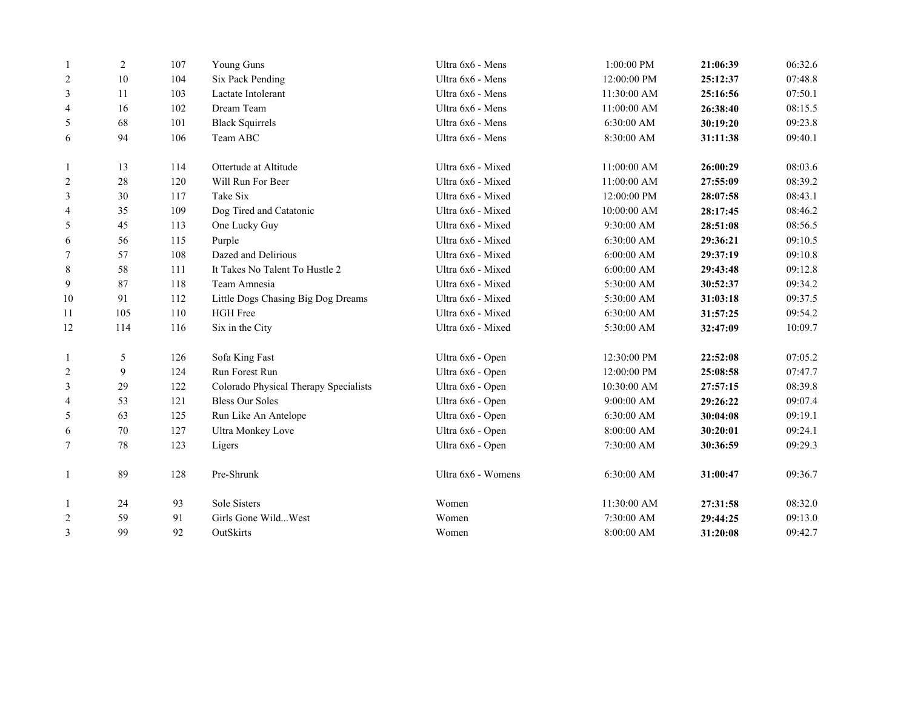| | | | | | | | |
|---|---|---|---|---|---|---|---|
| 1 | 2 | 107 | Young Guns | Ultra 6x6 - Mens | 1:00:00 PM | **21:06:39** | 06:32.6 |
| 2 | 10 | 104 | Six Pack Pending | Ultra 6x6 - Mens | 12:00:00 PM | **25:12:37** | 07:48.8 |
| 3 | 11 | 103 | Lactate Intolerant | Ultra 6x6 - Mens | 11:30:00 AM | **25:16:56** | 07:50.1 |
| 4 | 16 | 102 | Dream Team | Ultra 6x6 - Mens | 11:00:00 AM | **26:38:40** | 08:15.5 |
| 5 | 68 | 101 | Black Squirrels | Ultra 6x6 - Mens | 6:30:00 AM | **30:19:20** | 09:23.8 |
| 6 | 94 | 106 | Team ABC | Ultra 6x6 - Mens | 8:30:00 AM | **31:11:38** | 09:40.1 |
| | | | | | | | |
| 1 | 13 | 114 | Ottertude at Altitude | Ultra 6x6 - Mixed | 11:00:00 AM | **26:00:29** | 08:03.6 |
| 2 | 28 | 120 | Will Run For Beer | Ultra 6x6 - Mixed | 11:00:00 AM | **27:55:09** | 08:39.2 |
| 3 | 30 | 117 | Take Six | Ultra 6x6 - Mixed | 12:00:00 PM | **28:07:58** | 08:43.1 |
| 4 | 35 | 109 | Dog Tired and Catatonic | Ultra 6x6 - Mixed | 10:00:00 AM | **28:17:45** | 08:46.2 |
| 5 | 45 | 113 | One Lucky Guy | Ultra 6x6 - Mixed | 9:30:00 AM | **28:51:08** | 08:56.5 |
| 6 | 56 | 115 | Purple | Ultra 6x6 - Mixed | 6:30:00 AM | **29:36:21** | 09:10.5 |
| 7 | 57 | 108 | Dazed and Delirious | Ultra 6x6 - Mixed | 6:00:00 AM | **29:37:19** | 09:10.8 |
| 8 | 58 | 111 | It Takes No Talent To Hustle 2 | Ultra 6x6 - Mixed | 6:00:00 AM | **29:43:48** | 09:12.8 |
| 9 | 87 | 118 | Team Amnesia | Ultra 6x6 - Mixed | 5:30:00 AM | **30:52:37** | 09:34.2 |
| 10 | 91 | 112 | Little Dogs Chasing Big Dog Dreams | Ultra 6x6 - Mixed | 5:30:00 AM | **31:03:18** | 09:37.5 |
| 11 | 105 | 110 | HGH Free | Ultra 6x6 - Mixed | 6:30:00 AM | **31:57:25** | 09:54.2 |
| 12 | 114 | 116 | Six in the City | Ultra 6x6 - Mixed | 5:30:00 AM | **32:47:09** | 10:09.7 |
| | | | | | | | |
| 1 | 5 | 126 | Sofa King Fast | Ultra 6x6 - Open | 12:30:00 PM | **22:52:08** | 07:05.2 |
| 2 | 9 | 124 | Run Forest Run | Ultra 6x6 - Open | 12:00:00 PM | **25:08:58** | 07:47.7 |
| 3 | 29 | 122 | Colorado Physical Therapy Specialists | Ultra 6x6 - Open | 10:30:00 AM | **27:57:15** | 08:39.8 |
| 4 | 53 | 121 | Bless Our Soles | Ultra 6x6 - Open | 9:00:00 AM | **29:26:22** | 09:07.4 |
| 5 | 63 | 125 | Run Like An Antelope | Ultra 6x6 - Open | 6:30:00 AM | **30:04:08** | 09:19.1 |
| 6 | 70 | 127 | Ultra Monkey Love | Ultra 6x6 - Open | 8:00:00 AM | **30:20:01** | 09:24.1 |
| 7 | 78 | 123 | Ligers | Ultra 6x6 - Open | 7:30:00 AM | **30:36:59** | 09:29.3 |
| | | | | | | | |
| 1 | 89 | 128 | Pre-Shrunk | Ultra 6x6 - Womens | 6:30:00 AM | **31:00:47** | 09:36.7 |
| | | | | | | | |
| 1 | 24 | 93 | Sole Sisters | Women | 11:30:00 AM | **27:31:58** | 08:32.0 |
| 2 | 59 | 91 | Girls Gone Wild...West | Women | 7:30:00 AM | **29:44:25** | 09:13.0 |
| 3 | 99 | 92 | OutSkirts | Women | 8:00:00 AM | **31:20:08** | 09:42.7 |